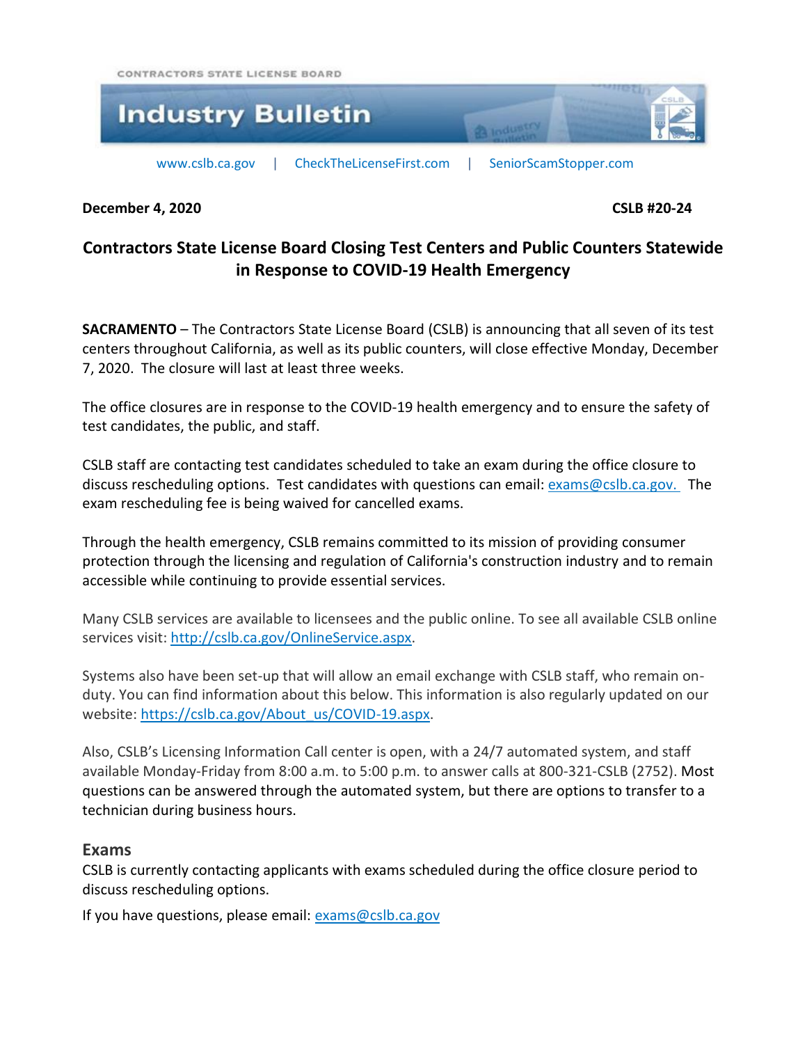CONTRACTORS STATE LICENSE BOARD

# Industry Bulletin

www.cslb.ca.gov | CheckTheLicenseFirst.com | SeniorScamStopper.com

**December 4, 2020** **CSLB #20-24**

## Contractors State License Board Closing Test Centers and Public Counters Statewide in Response to COVID-19 Health Emergency

**SACRAMENTO** – The Contractors State License Board (CSLB) is announcing that all seven of its test centers throughout California, as well as its public counters, will close effective Monday, December 7, 2020. The closure will last at least three weeks.

The office closures are in response to the COVID-19 health emergency and to ensure the safety of test candidates, the public, and staff.

CSLB staff are contacting test candidates scheduled to take an exam during the office closure to discuss rescheduling options. Test candidates with questions can email: exams@cslb.ca.gov. The exam rescheduling fee is being waived for cancelled exams.

Through the health emergency, CSLB remains committed to its mission of providing consumer protection through the licensing and regulation of California's construction industry and to remain accessible while continuing to provide essential services.

Many CSLB services are available to licensees and the public online. To see all available CSLB online services visit: http://cslb.ca.gov/OnlineService.aspx.

Systems also have been set-up that will allow an email exchange with CSLB staff, who remain on-duty. You can find information about this below. This information is also regularly updated on our website: https://cslb.ca.gov/About_us/COVID-19.aspx.

Also, CSLB's Licensing Information Call center is open, with a 24/7 automated system, and staff available Monday-Friday from 8:00 a.m. to 5:00 p.m. to answer calls at 800-321-CSLB (2752). Most questions can be answered through the automated system, but there are options to transfer to a technician during business hours.

### Exams

CSLB is currently contacting applicants with exams scheduled during the office closure period to discuss rescheduling options.

If you have questions, please email: exams@cslb.ca.gov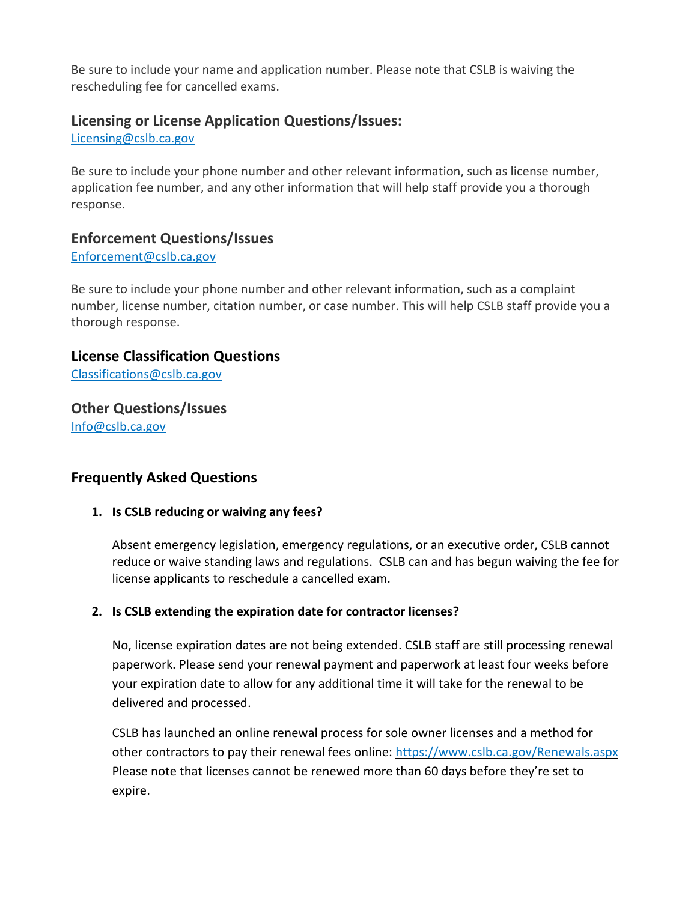Be sure to include your name and application number. Please note that CSLB is waiving the rescheduling fee for cancelled exams.

### Licensing or License Application Questions/Issues:

[Licensing@cslb.ca.gov](mailto:Licensing@cslb.ca.gov)

Be sure to include your phone number and other relevant information, such as license number, application fee number, and any other information that will help staff provide you a thorough response.

### Enforcement Questions/Issues

[Enforcement@cslb.ca.gov](mailto:Enforcement@cslb.ca.gov)

Be sure to include your phone number and other relevant information, such as a complaint number, license number, citation number, or case number. This will help CSLB staff provide you a thorough response.

### License Classification Questions

[Classifications@cslb.ca.gov](mailto:Classifications@cslb.ca.gov)

### Other Questions/Issues

[Info@cslb.ca.gov](mailto:Info@cslb.ca.gov)

## Frequently Asked Questions

1. **Is CSLB reducing or waiving any fees?**

   Absent emergency legislation, emergency regulations, or an executive order, CSLB cannot reduce or waive standing laws and regulations. CSLB can and has begun waiving the fee for license applicants to reschedule a cancelled exam.

2. **Is CSLB extending the expiration date for contractor licenses?**

   No, license expiration dates are not being extended. CSLB staff are still processing renewal paperwork. Please send your renewal payment and paperwork at least four weeks before your expiration date to allow for any additional time it will take for the renewal to be delivered and processed.

   CSLB has launched an online renewal process for sole owner licenses and a method for other contractors to pay their renewal fees online: [https://www.cslb.ca.gov/Renewals.aspx](https://www.cslb.ca.gov/Renewals.aspx) Please note that licenses cannot be renewed more than 60 days before they're set to expire.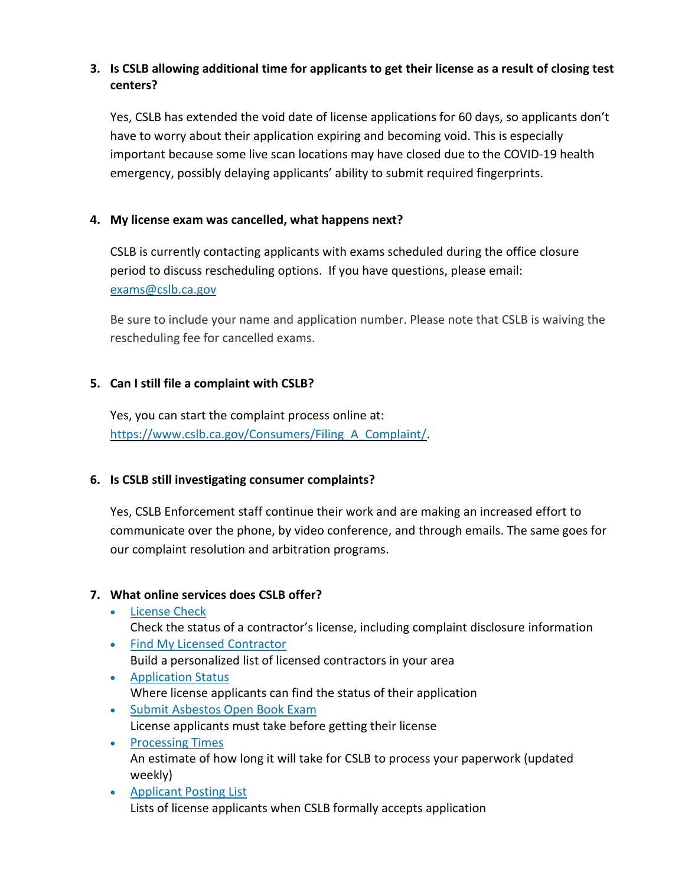3. **Is CSLB allowing additional time for applicants to get their license as a result of closing test centers?**

   Yes, CSLB has extended the void date of license applications for 60 days, so applicants don't have to worry about their application expiring and becoming void. This is especially important because some live scan locations may have closed due to the COVID-19 health emergency, possibly delaying applicants' ability to submit required fingerprints.

4. **My license exam was cancelled, what happens next?**

   CSLB is currently contacting applicants with exams scheduled during the office closure period to discuss rescheduling options. If you have questions, please email: [exams@cslb.ca.gov](mailto:exams@cslb.ca.gov)

   Be sure to include your name and application number. Please note that CSLB is waiving the rescheduling fee for cancelled exams.

5. **Can I still file a complaint with CSLB?**

   Yes, you can start the complaint process online at: [https://www.cslb.ca.gov/Consumers/Filing_A_Complaint/](https://www.cslb.ca.gov/Consumers/Filing_A_Complaint/).

6. **Is CSLB still investigating consumer complaints?**

   Yes, CSLB Enforcement staff continue their work and are making an increased effort to communicate over the phone, by video conference, and through emails. The same goes for our complaint resolution and arbitration programs.

7. **What online services does CSLB offer?**
   - License Check
     Check the status of a contractor's license, including complaint disclosure information
   - Find My Licensed Contractor
     Build a personalized list of licensed contractors in your area
   - Application Status
     Where license applicants can find the status of their application
   - Submit Asbestos Open Book Exam
     License applicants must take before getting their license
   - Processing Times
     An estimate of how long it will take for CSLB to process your paperwork (updated weekly)
   - Applicant Posting List
     Lists of license applicants when CSLB formally accepts application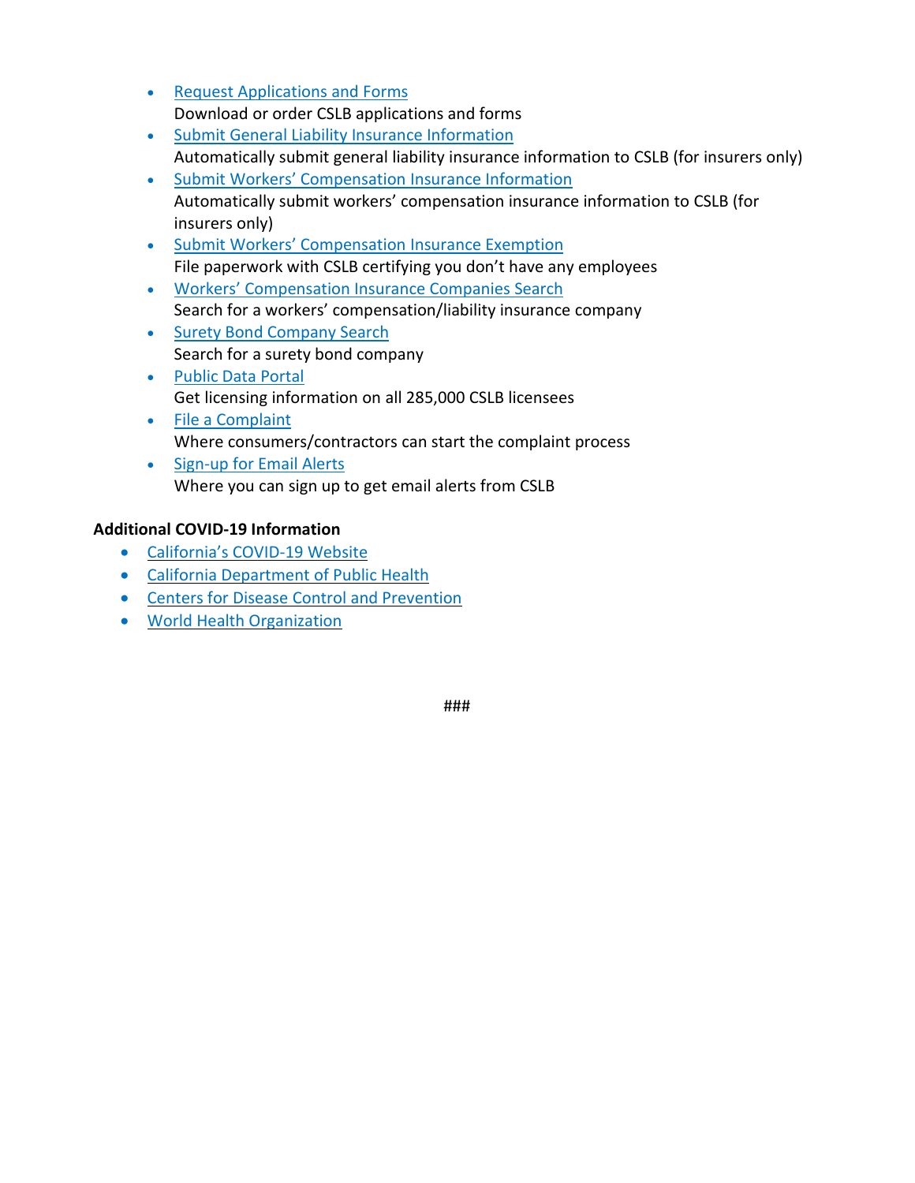- Request Applications and Forms
  Download or order CSLB applications and forms
- Submit General Liability Insurance Information
  Automatically submit general liability insurance information to CSLB (for insurers only)
- Submit Workers' Compensation Insurance Information
  Automatically submit workers' compensation insurance information to CSLB (for insurers only)
- Submit Workers' Compensation Insurance Exemption
  File paperwork with CSLB certifying you don't have any employees
- Workers' Compensation Insurance Companies Search
  Search for a workers' compensation/liability insurance company
- Surety Bond Company Search
  Search for a surety bond company
- Public Data Portal
  Get licensing information on all 285,000 CSLB licensees
- File a Complaint
  Where consumers/contractors can start the complaint process
- Sign-up for Email Alerts
  Where you can sign up to get email alerts from CSLB

**Additional COVID-19 Information**

- California's COVID-19 Website
- California Department of Public Health
- Centers for Disease Control and Prevention
- World Health Organization

###